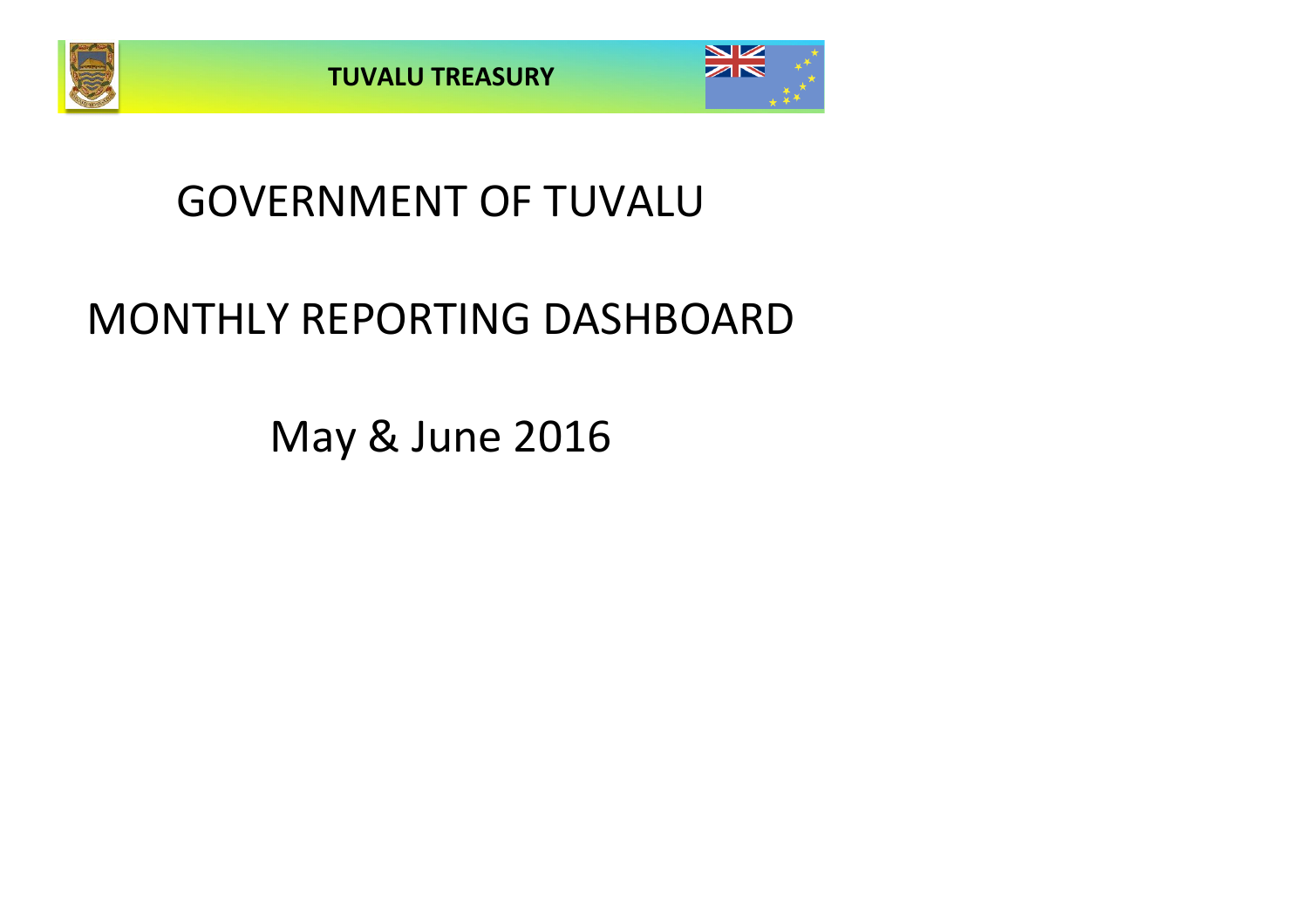**TUVALU TREASURY**

# GOVERNMENT OF TUVALU

# MONTHLY REPORTING DASHBOARD

## May & June 2016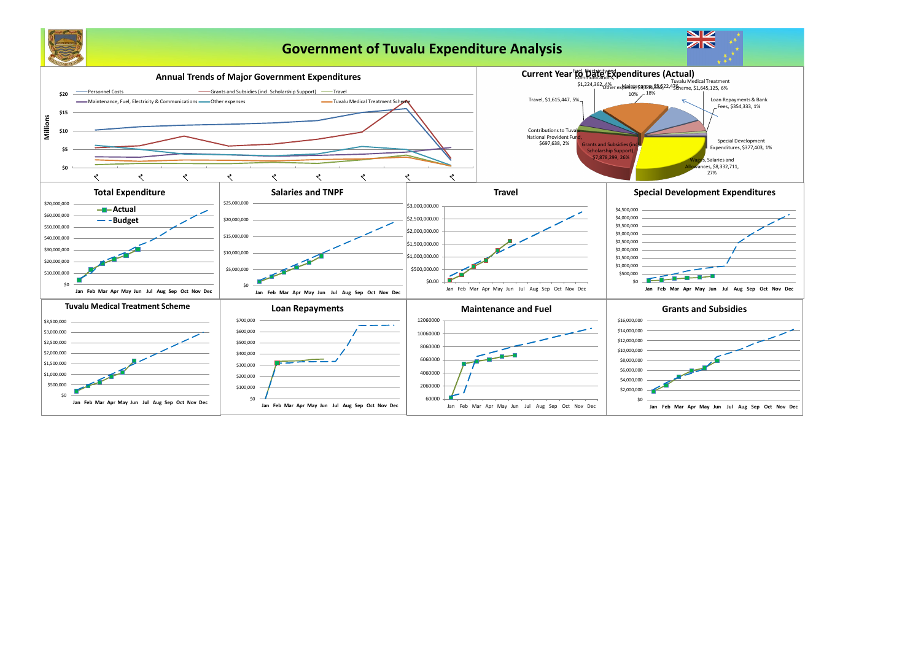# Government of Tuvalu Expenditure Analysis

## Annual Trends of Major Government Expenditures

Millions

Personnel Costs — Grants and Subsidies (incl. Scholarship Support) — Travel — Maintenance, Fuel, Electricity & Communications — Other expenses — Tuvalu Medical Treatment Scheme

$20, $15, $10, $5, $0

## Current Year to Date Expenditures (Actual)

- Fuel, Electricity and Communications, $1,224,362, 4%
- Other expenses, $3,044,559, 10%
- Maintenance, $5,522,476, 18%
- Tuvalu Medical Treatment Scheme, $1,645,125, 6%
- Loan Repayments & Bank Fees, $354,333, 1%
- Special Development Expenditures, $377,403, 1%
- Wages, Salaries and Allowances, $8,332,711, 27%
- Grants and Subsidies (incl. Scholarship Support), $7,878,299, 26%
- Contributions to Tuvalu National Provident Fund, $697,638, 2%
- Travel, $1,615,447, 5%

## Total Expenditure

Actual — Budget

$70,000,000 to $0; Jan Feb Mar Apr May Jun Jul Aug Sep Oct Nov Dec

## Salaries and TNPF

$25,000,000 to $0; Jan Feb Mar Apr May Jun Jul Aug Sep Oct Nov Dec

## Travel

$3,000,000.00 to $0.00; Jan Feb Mar Apr May Jun Jul Aug Sep Oct Nov Dec

## Special Development Expenditures

$4,500,000 to $0; Jan Feb Mar Apr May Jun Jul Aug Sep Oct Nov Dec

## Tuvalu Medical Treatment Scheme

$3,500,000 to $0; Jan Feb Mar Apr May Jun Jul Aug Sep Oct Nov Dec

## Loan Repayments

$700,000 to $0; Jan Feb Mar Apr May Jun Jul Aug Sep Oct Nov Dec

## Maintenance and Fuel

12060000 to 60000; Jan Feb Mar Apr May Jun Jul Aug Sep Oct Nov Dec

## Grants and Subsidies

$16,000,000 to $0; Jan Feb Mar Apr May Jun Jul Aug Sep Oct Nov Dec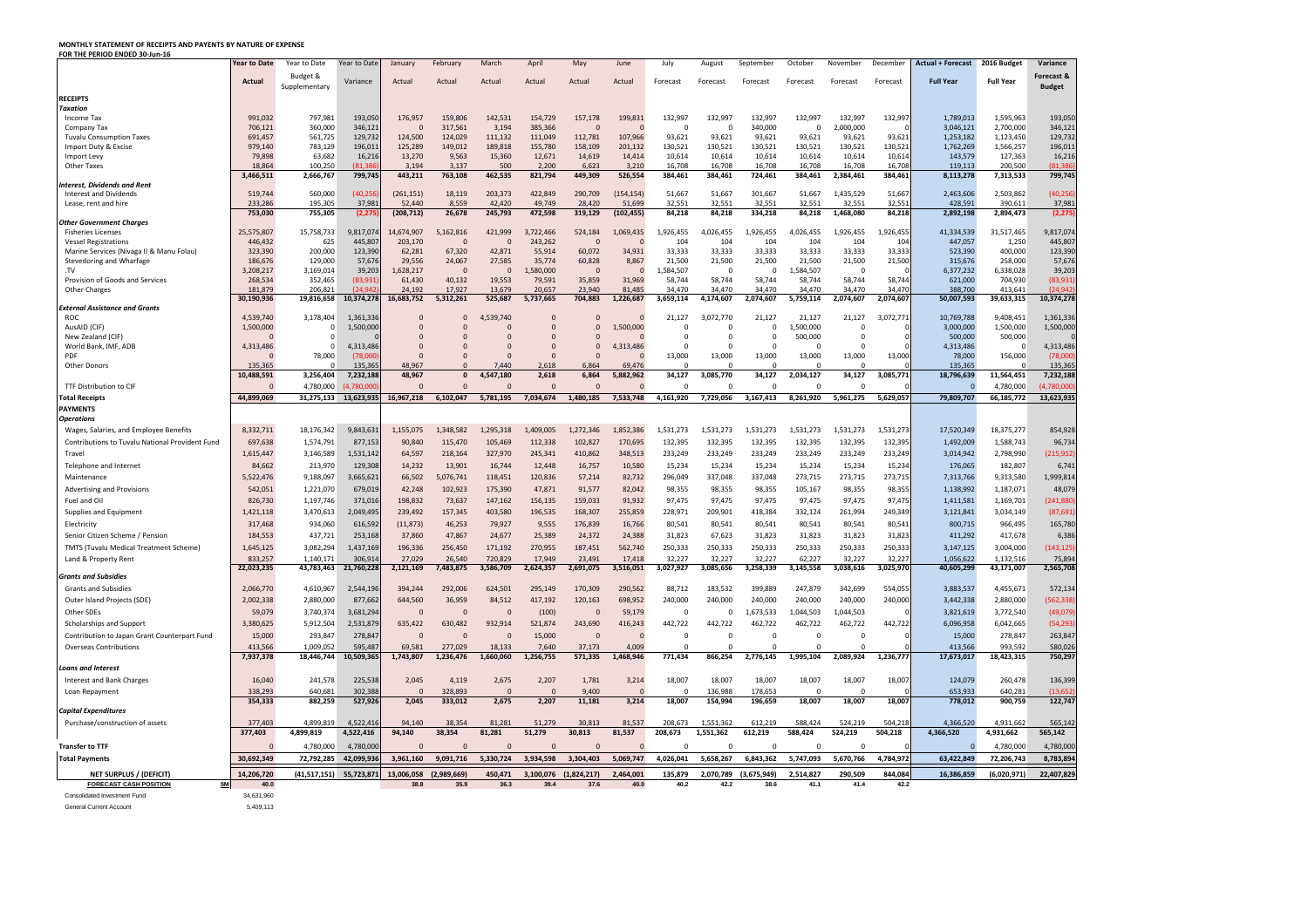# MONTHLY STATEMENT OF RECEIPTS AND PAYENTS BY NATURE OF EXPENSE

**FOR THE PERIOD ENDED 30-Jun-16**

| | Year to Date | Year to Date | Year to Date | January | February | March | April | May | June | July | August | September | October | November | December | Actual + Forecast | 2016 Budget | Variance |
|---|---|---|---|---|---|---|---|---|---|---|---|---|---|---|---|---|---|---|
| | Actual | Budget & Supplementary | Variance | Actual | Actual | Actual | Actual | Actual | Actual | Forecast | Forecast | Forecast | Forecast | Forecast | Forecast | Full Year | Full Year | Forecast & Budget |
| **RECEIPTS** | | | | | | | | | | | | | | | | | | |
| ***Taxation*** | | | | | | | | | | | | | | | | | | |
| Income Tax | 991,032 | 797,981 | 193,050 | 176,957 | 159,806 | 142,531 | 154,729 | 157,178 | 199,831 | 132,997 | 132,997 | 132,997 | 132,997 | 132,997 | 132,997 | 1,789,013 | 1,595,963 | 193,050 |
| Company Tax | 706,121 | 360,000 | 346,121 | 0 | 317,561 | 3,194 | 385,366 | 0 | 0 | 0 | 0 | 340,000 | 0 | 2,000,000 | 0 | 3,046,121 | 2,700,000 | 346,121 |
| Tuvalu Consumption Taxes | 691,457 | 561,725 | 129,732 | 124,500 | 124,029 | 111,132 | 111,049 | 112,781 | 107,966 | 93,621 | 93,621 | 93,621 | 93,621 | 93,621 | 93,621 | 1,253,182 | 1,123,450 | 129,732 |
| Import Duty & Excise | 979,140 | 783,129 | 196,011 | 125,289 | 149,012 | 189,818 | 155,780 | 158,109 | 201,132 | 130,521 | 130,521 | 130,521 | 130,521 | 130,521 | 130,521 | 1,762,269 | 1,566,257 | 196,011 |
| Import Levy | 79,898 | 63,682 | 16,216 | 13,270 | 9,563 | 15,360 | 12,671 | 14,619 | 14,414 | 10,614 | 10,614 | 10,614 | 10,614 | 10,614 | 10,614 | 143,579 | 127,363 | 16,216 |
| Other Taxes | 18,864 | 100,250 | (81,386) | 3,194 | 3,137 | 500 | 2,200 | 6,623 | 3,210 | 16,708 | 16,708 | 16,708 | 16,708 | 16,708 | 16,708 | 119,113 | 200,500 | (81,386) |
| | 3,466,511 | 2,666,767 | 799,745 | 443,211 | 763,108 | 462,535 | 821,794 | 449,309 | 526,554 | 384,461 | 384,461 | 724,461 | 384,461 | 2,384,461 | 384,461 | 8,113,278 | 7,313,533 | 799,745 |
| ***Interest, Dividends and Rent*** | | | | | | | | | | | | | | | | | | |
| Interest and Dividends | 519,744 | 560,000 | (40,256) | (261,151) | 18,119 | 203,373 | 422,849 | 290,709 | (154,154) | 51,667 | 51,667 | 301,667 | 51,667 | 1,435,529 | 51,667 | 2,463,606 | 2,503,862 | (40,256) |
| Lease, rent and hire | 233,286 | 195,305 | 37,981 | 52,440 | 8,559 | 42,420 | 49,749 | 28,420 | 51,699 | 32,551 | 32,551 | 32,551 | 32,551 | 32,551 | 32,551 | 428,591 | 390,611 | 37,981 |
| | 753,030 | 755,305 | (2,275) | (208,712) | 26,678 | 245,793 | 472,598 | 319,129 | (102,455) | 84,218 | 84,218 | 334,218 | 84,218 | 1,468,080 | 84,218 | 2,892,198 | 2,894,473 | (2,275) |
| ***Other Government Charges*** | | | | | | | | | | | | | | | | | | |
| Fisheries Licenses | 25,575,807 | 15,758,733 | 9,817,074 | 14,674,907 | 5,162,816 | 421,999 | 3,722,466 | 524,184 | 1,069,435 | 1,926,455 | 4,026,455 | 1,926,455 | 4,026,455 | 1,926,455 | 1,926,455 | 41,334,539 | 31,517,465 | 9,817,074 |
| Vessel Registrations | 446,432 | 625 | 445,807 | 203,170 | 0 | 0 | 243,262 | 0 | 0 | 104 | 104 | 104 | 104 | 104 | 104 | 447,057 | 1,250 | 445,807 |
| Marine Services (Nivaga II & Manu Folau) | 323,390 | 200,000 | 123,390 | 62,281 | 67,320 | 42,871 | 55,914 | 60,072 | 34,931 | 33,333 | 33,333 | 33,333 | 33,333 | 33,333 | 33,333 | 523,390 | 400,000 | 123,390 |
| Stevedoring and Wharfage | 186,676 | 129,000 | 57,676 | 29,556 | 24,067 | 27,585 | 35,774 | 60,828 | 8,867 | 21,500 | 21,500 | 21,500 | 21,500 | 21,500 | 21,500 | 315,676 | 258,000 | 57,676 |
| .TV | 3,208,217 | 3,169,014 | 39,203 | 1,628,217 | 0 | 0 | 1,580,000 | 0 | 0 | 1,584,507 | 0 | 0 | 1,584,507 | 0 | 0 | 6,377,232 | 6,338,028 | 39,203 |
| Provision of Goods and Services | 268,534 | 352,465 | (83,931) | 61,430 | 40,132 | 19,553 | 79,591 | 35,859 | 31,969 | 58,744 | 58,744 | 58,744 | 58,744 | 58,744 | 58,744 | 621,000 | 704,930 | (83,931) |
| Other Charges | 181,879 | 206,821 | (24,942) | 24,192 | 17,927 | 13,679 | 20,657 | 23,940 | 81,485 | 34,470 | 34,470 | 34,470 | 34,470 | 34,470 | 34,470 | 388,700 | 413,641 | (24,942) |
| | 30,190,936 | 19,816,658 | 10,374,278 | 16,683,752 | 5,312,261 | 525,687 | 5,737,665 | 704,883 | 1,226,687 | 3,659,114 | 4,174,607 | 2,074,607 | 5,759,114 | 2,074,607 | 2,074,607 | 50,007,593 | 39,633,315 | 10,374,278 |
| ***External Assistance and Grants*** | | | | | | | | | | | | | | | | | | |
| ROC | 4,539,740 | 3,178,404 | 1,361,336 | 0 | 0 | 4,539,740 | 0 | 0 | 0 | 21,127 | 3,072,770 | 21,127 | 21,127 | 21,127 | 3,072,771 | 10,769,788 | 9,408,451 | 1,361,336 |
| AusAID (CIF) | 1,500,000 | 0 | 1,500,000 | 0 | 0 | 0 | 0 | 0 | 1,500,000 | 0 | 0 | 0 | 1,500,000 | 0 | 0 | 3,000,000 | 1,500,000 | 1,500,000 |
| New Zealand (CIF) | 0 | 0 | 0 | 0 | 0 | 0 | 0 | 0 | 0 | 0 | 0 | 0 | 500,000 | 0 | 0 | 500,000 | 500,000 | 0 |
| World Bank, IMF, ADB | 4,313,486 | 0 | 4,313,486 | 0 | 0 | 0 | 0 | 0 | 4,313,486 | 0 | 0 | 0 | 0 | 0 | 0 | 4,313,486 | 0 | 4,313,486 |
| PDF | 0 | 78,000 | (78,000) | 0 | 0 | 0 | 0 | 0 | 0 | 13,000 | 13,000 | 13,000 | 13,000 | 13,000 | 13,000 | 78,000 | 156,000 | (78,000) |
| Other Donors | 135,365 | 0 | 135,365 | 48,967 | 0 | 7,440 | 2,618 | 6,864 | 69,476 | 0 | 0 | 0 | 0 | 0 | 0 | 135,365 | 0 | 135,365 |
| | 10,488,591 | 3,256,404 | 7,232,188 | 48,967 | 0 | 4,547,180 | 2,618 | 6,864 | 5,882,962 | 34,127 | 3,085,770 | 34,127 | 2,034,127 | 34,127 | 3,085,771 | 18,796,639 | 11,564,451 | 7,232,188 |
| TTF Distribution to CIF | 0 | 4,780,000 | (4,780,000) | 0 | 0 | 0 | 0 | 0 | 0 | 0 | 0 | 0 | 0 | 0 | 0 | 0 | 4,780,000 | (4,780,000) |
| **Total Receipts** | 44,899,069 | 31,275,133 | 13,623,935 | 16,967,218 | 6,102,047 | 5,781,195 | 7,034,674 | 1,480,185 | 7,533,748 | 4,161,920 | 7,729,056 | 3,167,413 | 8,261,920 | 5,961,275 | 5,629,057 | 79,809,707 | 66,185,772 | 13,623,935 |
| **PAYMENTS** | | | | | | | | | | | | | | | | | | |
| ***Operations*** | | | | | | | | | | | | | | | | | | |
| Wages, Salaries, and Employee Benefits | 8,332,711 | 18,176,342 | 9,843,631 | 1,155,075 | 1,348,582 | 1,295,318 | 1,409,005 | 1,272,346 | 1,852,386 | 1,531,273 | 1,531,273 | 1,531,273 | 1,531,273 | 1,531,273 | 1,531,273 | 17,520,349 | 18,375,277 | 854,928 |
| Contributions to Tuvalu National Provident Fund | 697,638 | 1,574,791 | 877,153 | 90,840 | 115,470 | 105,469 | 112,338 | 102,827 | 170,695 | 132,395 | 132,395 | 132,395 | 132,395 | 132,395 | 132,395 | 1,492,009 | 1,588,743 | 96,734 |
| Travel | 1,615,447 | 3,146,589 | 1,531,142 | 64,597 | 218,164 | 327,970 | 245,341 | 410,862 | 348,513 | 233,249 | 233,249 | 233,249 | 233,249 | 233,249 | 233,249 | 3,014,942 | 2,798,990 | (215,952) |
| Telephone and Internet | 84,662 | 213,970 | 129,308 | 14,232 | 13,901 | 16,744 | 12,448 | 16,757 | 10,580 | 15,234 | 15,234 | 15,234 | 15,234 | 15,234 | 15,234 | 176,065 | 182,807 | 6,741 |
| Maintenance | 5,522,476 | 9,188,097 | 3,665,621 | 66,502 | 5,076,741 | 118,451 | 120,836 | 57,214 | 82,732 | 296,049 | 337,048 | 337,048 | 273,715 | 273,715 | 273,715 | 7,313,766 | 9,313,580 | 1,999,814 |
| Advertising and Provisions | 542,051 | 1,221,070 | 679,019 | 42,248 | 102,923 | 175,390 | 47,871 | 91,577 | 82,042 | 98,355 | 98,355 | 98,355 | 105,167 | 98,355 | 98,355 | 1,138,992 | 1,187,071 | 48,079 |
| Fuel and Oil | 826,730 | 1,197,746 | 371,016 | 198,832 | 73,637 | 147,162 | 156,135 | 159,033 | 91,932 | 97,475 | 97,475 | 97,475 | 97,475 | 97,475 | 97,475 | 1,411,581 | 1,169,701 | (241,880) |
| Supplies and Equipment | 1,421,118 | 3,470,613 | 2,049,495 | 239,492 | 157,345 | 403,580 | 196,535 | 168,307 | 255,859 | 228,971 | 209,901 | 418,384 | 332,124 | 261,994 | 249,349 | 3,121,841 | 3,034,149 | (87,691) |
| Electricity | 317,468 | 934,060 | 616,592 | (11,873) | 46,253 | 79,927 | 9,555 | 176,839 | 16,766 | 80,541 | 80,541 | 80,541 | 80,541 | 80,541 | 80,541 | 800,715 | 966,495 | 165,780 |
| Senior Citizen Scheme / Pension | 184,553 | 437,721 | 253,168 | 37,860 | 47,867 | 24,677 | 25,389 | 24,372 | 24,388 | 31,823 | 67,623 | 31,823 | 31,823 | 31,823 | 31,823 | 411,292 | 417,678 | 6,386 |
| TMTS (Tuvalu Medical Treatment Scheme) | 1,645,125 | 3,082,294 | 1,437,169 | 196,336 | 256,450 | 171,192 | 270,955 | 187,451 | 562,740 | 250,333 | 250,333 | 250,333 | 250,333 | 250,333 | 250,333 | 3,147,125 | 3,004,000 | (143,125) |
| Land & Property Rent | 833,257 | 1,140,171 | 306,914 | 27,029 | 26,540 | 720,829 | 17,949 | 23,491 | 17,418 | 32,227 | 32,227 | 32,227 | 62,227 | 32,227 | 32,227 | 1,056,622 | 1,132,516 | 75,894 |
| | 22,023,235 | 43,783,463 | 21,760,228 | 2,121,169 | 7,483,875 | 3,586,709 | 2,624,357 | 2,691,075 | 3,516,051 | 3,027,927 | 3,085,656 | 3,258,339 | 3,145,558 | 3,038,616 | 3,025,970 | 40,605,299 | 43,171,007 | 2,565,708 |
| ***Grants and Subsidies*** | | | | | | | | | | | | | | | | | | |
| Grants and Subsidies | 2,066,770 | 4,610,967 | 2,544,196 | 394,244 | 292,006 | 624,501 | 295,149 | 170,309 | 290,562 | 88,712 | 183,532 | 399,889 | 247,879 | 342,699 | 554,055 | 3,883,537 | 4,455,671 | 572,134 |
| Outer Island Projects (SDE) | 2,002,338 | 2,880,000 | 877,662 | 644,560 | 36,959 | 84,512 | 417,192 | 120,163 | 698,952 | 240,000 | 240,000 | 240,000 | 240,000 | 240,000 | 240,000 | 3,442,338 | 2,880,000 | (562,338) |
| Other SDEs | 59,079 | 3,740,374 | 3,681,294 | 0 | 0 | 0 | (100) | 0 | 59,179 | 0 | 0 | 1,673,533 | 1,044,503 | 1,044,503 | 0 | 3,821,619 | 3,772,540 | (49,079) |
| Scholarships and Support | 3,380,625 | 5,912,504 | 2,531,879 | 635,422 | 630,482 | 932,914 | 521,874 | 243,690 | 416,243 | 442,722 | 442,722 | 462,722 | 462,722 | 462,722 | 442,722 | 6,096,958 | 6,042,665 | (54,293) |
| Contribution to Japan Grant Counterpart Fund | 15,000 | 293,847 | 278,847 | 0 | 0 | 0 | 15,000 | 0 | 0 | 0 | 0 | 0 | 0 | 0 | 0 | 15,000 | 278,847 | 263,847 |
| Overseas Contributions | 413,566 | 1,009,052 | 595,487 | 69,581 | 277,029 | 18,133 | 7,640 | 37,173 | 4,009 | 0 | 0 | 0 | 0 | 0 | 0 | 413,566 | 993,592 | 580,026 |
| | 7,937,378 | 18,446,744 | 10,509,365 | 1,743,807 | 1,236,476 | 1,660,060 | 1,256,755 | 571,335 | 1,468,946 | 771,434 | 866,254 | 2,776,145 | 1,995,104 | 2,089,924 | 1,236,777 | 17,673,017 | 18,423,315 | 750,297 |
| ***Loans and Interest*** | | | | | | | | | | | | | | | | | | |
| Interest and Bank Charges | 16,040 | 241,578 | 225,538 | 2,045 | 4,119 | 2,675 | 2,207 | 1,781 | 3,214 | 18,007 | 18,007 | 18,007 | 18,007 | 18,007 | 18,007 | 124,079 | 260,478 | 136,399 |
| Loan Repayment | 338,293 | 640,681 | 302,388 | 0 | 328,893 | 0 | 0 | 9,400 | 0 | 0 | 136,988 | 178,653 | 0 | 0 | 0 | 653,933 | 640,281 | (13,652) |
| | 354,333 | 882,259 | 527,926 | 2,045 | 333,012 | 2,675 | 2,207 | 11,181 | 3,214 | 18,007 | 154,994 | 196,659 | 18,007 | 18,007 | 18,007 | 778,012 | 900,759 | 122,747 |
| ***Capital Expenditures*** | | | | | | | | | | | | | | | | | | |
| Purchase/construction of assets | 377,403 | 4,899,819 | 4,522,416 | 94,140 | 38,354 | 81,281 | 51,279 | 30,813 | 81,537 | 208,673 | 1,551,362 | 612,219 | 588,424 | 524,219 | 504,218 | 4,366,520 | 4,931,662 | 565,142 |
| | 377,403 | 4,899,819 | 4,522,416 | 94,140 | 38,354 | 81,281 | 51,279 | 30,813 | 81,537 | 208,673 | 1,551,362 | 612,219 | 588,424 | 524,219 | 504,218 | 4,366,520 | 4,931,662 | 565,142 |
| **Transfer to TTF** | 0 | 4,780,000 | 4,780,000 | 0 | 0 | 0 | 0 | 0 | 0 | 0 | 0 | 0 | 0 | 0 | 0 | 0 | 4,780,000 | 4,780,000 |
| **Total Payments** | 30,692,349 | 72,792,285 | 42,099,936 | 3,961,160 | 9,091,716 | 5,330,724 | 3,934,598 | 3,304,403 | 5,069,747 | 4,026,041 | 5,658,267 | 6,843,362 | 5,747,093 | 5,670,766 | 4,784,972 | 63,422,849 | 72,206,743 | 8,783,894 |
| **NET SURPLUS / (DEFICIT)** | 14,206,720 | (41,517,151) | 55,723,871 | 13,006,058 | (2,989,669) | 450,471 | 3,100,076 | (1,824,217) | 2,464,001 | 135,879 | 2,070,789 | (3,675,949) | 2,514,827 | 290,509 | 844,084 | 16,386,859 | (6,020,971) | 22,407,829 |
| **FORECAST CASH POSITION** $M | 40.0 | | | 38.8 | 35.9 | 36.3 | 39.4 | 37.6 | 40.0 | 40.2 | 42.2 | 38.6 | 41.1 | 41.4 | 42.2 | | | |

Consolidated Investment Fund 34,631,960

General Current Account 5,409,113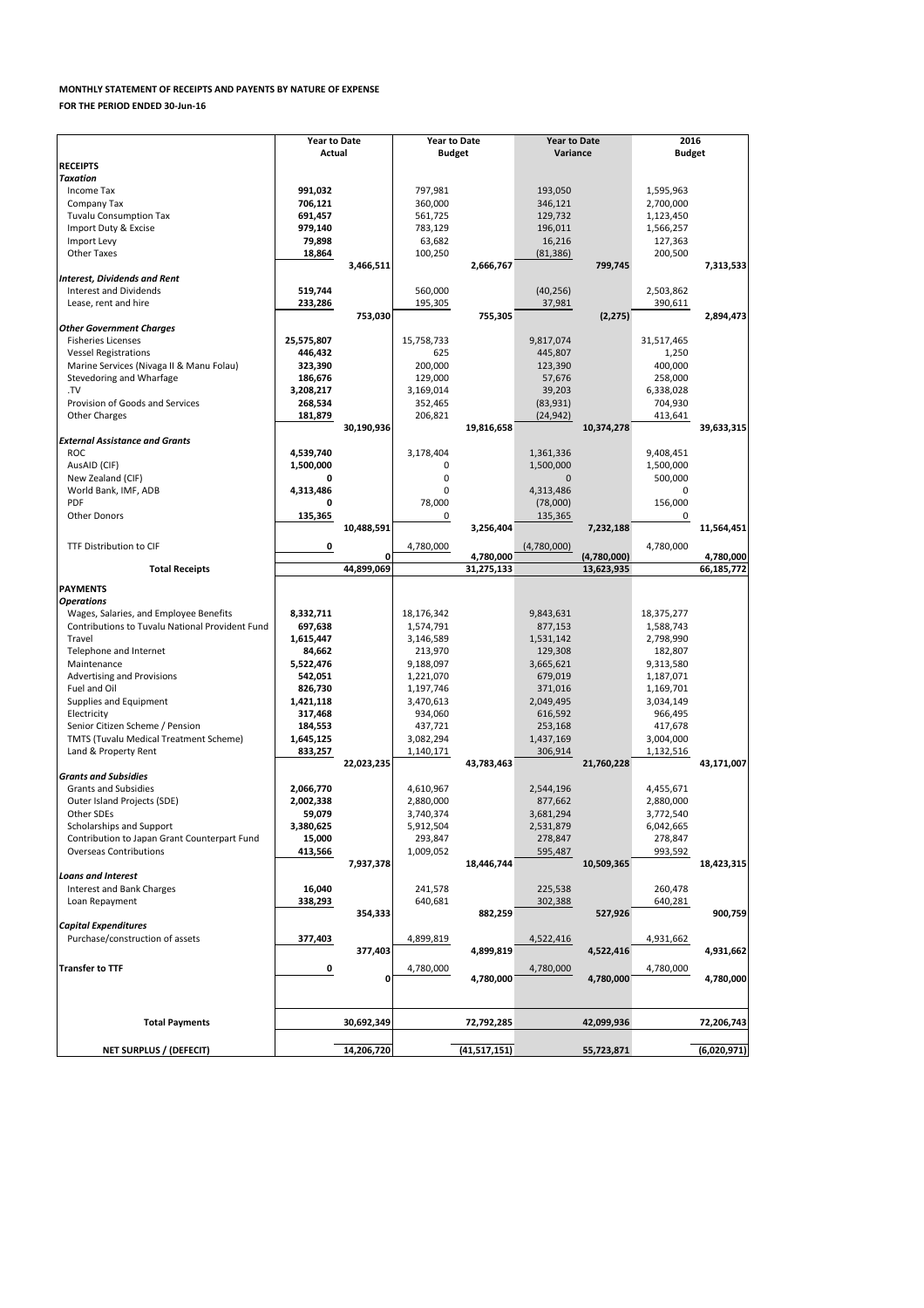**MONTHLY STATEMENT OF RECEIPTS AND PAYENTS BY NATURE OF EXPENSE**

**FOR THE PERIOD ENDED 30-Jun-16**

| | Year to Date Actual | | Year to Date Budget | | Year to Date Variance | | 2016 Budget | |
|---|---|---|---|---|---|---|---|---|
| **RECEIPTS** | | | | | | | | |
| ***Taxation*** | | | | | | | | |
| Income Tax | **991,032** | | 797,981 | | 193,050 | | 1,595,963 | |
| Company Tax | **706,121** | | 360,000 | | 346,121 | | 2,700,000 | |
| Tuvalu Consumption Tax | **691,457** | | 561,725 | | 129,732 | | 1,123,450 | |
| Import Duty & Excise | **979,140** | | 783,129 | | 196,011 | | 1,566,257 | |
| Import Levy | **79,898** | | 63,682 | | 16,216 | | 127,363 | |
| Other Taxes | **18,864** | | 100,250 | | (81,386) | | 200,500 | |
| | | **3,466,511** | | **2,666,767** | | **799,745** | | **7,313,533** |
| ***Interest, Dividends and Rent*** | | | | | | | | |
| Interest and Dividends | **519,744** | | 560,000 | | (40,256) | | 2,503,862 | |
| Lease, rent and hire | **233,286** | | 195,305 | | 37,981 | | 390,611 | |
| | | **753,030** | | **755,305** | | **(2,275)** | | **2,894,473** |
| ***Other Government Charges*** | | | | | | | | |
| Fisheries Licenses | **25,575,807** | | 15,758,733 | | 9,817,074 | | 31,517,465 | |
| Vessel Registrations | **446,432** | | 625 | | 445,807 | | 1,250 | |
| Marine Services (Nivaga II & Manu Folau) | **323,390** | | 200,000 | | 123,390 | | 400,000 | |
| Stevedoring and Wharfage | **186,676** | | 129,000 | | 57,676 | | 258,000 | |
| .TV | **3,208,217** | | 3,169,014 | | 39,203 | | 6,338,028 | |
| Provision of Goods and Services | **268,534** | | 352,465 | | (83,931) | | 704,930 | |
| Other Charges | **181,879** | | 206,821 | | (24,942) | | 413,641 | |
| | | **30,190,936** | | **19,816,658** | | **10,374,278** | | **39,633,315** |
| ***External Assistance and Grants*** | | | | | | | | |
| ROC | **4,539,740** | | 3,178,404 | | 1,361,336 | | 9,408,451 | |
| AusAID (CIF) | **1,500,000** | | 0 | | 1,500,000 | | 1,500,000 | |
| New Zealand (CIF) | **0** | | 0 | | 0 | | 500,000 | |
| World Bank, IMF, ADB | **4,313,486** | | 0 | | 4,313,486 | | 0 | |
| PDF | **0** | | 78,000 | | (78,000) | | 156,000 | |
| Other Donors | **135,365** | | 0 | | 135,365 | | 0 | |
| | | **10,488,591** | | **3,256,404** | | **7,232,188** | | **11,564,451** |
| TTF Distribution to CIF | **0** | | 4,780,000 | | (4,780,000) | | 4,780,000 | |
| | | **0** | | **4,780,000** | | **(4,780,000)** | | **4,780,000** |
| **Total Receipts** | | **44,899,069** | | **31,275,133** | | **13,623,935** | | **66,185,772** |
| **PAYMENTS** | | | | | | | | |
| ***Operations*** | | | | | | | | |
| Wages, Salaries, and Employee Benefits | **8,332,711** | | 18,176,342 | | 9,843,631 | | 18,375,277 | |
| Contributions to Tuvalu National Provident Fund | **697,638** | | 1,574,791 | | 877,153 | | 1,588,743 | |
| Travel | **1,615,447** | | 3,146,589 | | 1,531,142 | | 2,798,990 | |
| Telephone and Internet | **84,662** | | 213,970 | | 129,308 | | 182,807 | |
| Maintenance | **5,522,476** | | 9,188,097 | | 3,665,621 | | 9,313,580 | |
| Advertising and Provisions | **542,051** | | 1,221,070 | | 679,019 | | 1,187,071 | |
| Fuel and Oil | **826,730** | | 1,197,746 | | 371,016 | | 1,169,701 | |
| Supplies and Equipment | **1,421,118** | | 3,470,613 | | 2,049,495 | | 3,034,149 | |
| Electricity | **317,468** | | 934,060 | | 616,592 | | 966,495 | |
| Senior Citizen Scheme / Pension | **184,553** | | 437,721 | | 253,168 | | 417,678 | |
| TMTS (Tuvalu Medical Treatment Scheme) | **1,645,125** | | 3,082,294 | | 1,437,169 | | 3,004,000 | |
| Land & Property Rent | **833,257** | | 1,140,171 | | 306,914 | | 1,132,516 | |
| | | **22,023,235** | | **43,783,463** | | **21,760,228** | | **43,171,007** |
| ***Grants and Subsidies*** | | | | | | | | |
| Grants and Subsidies | **2,066,770** | | 4,610,967 | | 2,544,196 | | 4,455,671 | |
| Outer Island Projects (SDE) | **2,002,338** | | 2,880,000 | | 877,662 | | 2,880,000 | |
| Other SDEs | **59,079** | | 3,740,374 | | 3,681,294 | | 3,772,540 | |
| Scholarships and Support | **3,380,625** | | 5,912,504 | | 2,531,879 | | 6,042,665 | |
| Contribution to Japan Grant Counterpart Fund | **15,000** | | 293,847 | | 278,847 | | 278,847 | |
| Overseas Contributions | **413,566** | | 1,009,052 | | 595,487 | | 993,592 | |
| | | **7,937,378** | | **18,446,744** | | **10,509,365** | | **18,423,315** |
| ***Loans and Interest*** | | | | | | | | |
| Interest and Bank Charges | **16,040** | | 241,578 | | 225,538 | | 260,478 | |
| Loan Repayment | **338,293** | | 640,681 | | 302,388 | | 640,281 | |
| | | **354,333** | | **882,259** | | **527,926** | | **900,759** |
| ***Capital Expenditures*** | | | | | | | | |
| Purchase/construction of assets | **377,403** | | 4,899,819 | | 4,522,416 | | 4,931,662 | |
| | | **377,403** | | **4,899,819** | | **4,522,416** | | **4,931,662** |
| **Transfer to TTF** | **0** | | 4,780,000 | | 4,780,000 | | 4,780,000 | |
| | | **0** | | **4,780,000** | | **4,780,000** | | **4,780,000** |
| **Total Payments** | | **30,692,349** | | **72,792,285** | | **42,099,936** | | **72,206,743** |
| **NET SURPLUS / (DEFECIT)** | | **14,206,720** | | **(41,517,151)** | | **55,723,871** | | **(6,020,971)** |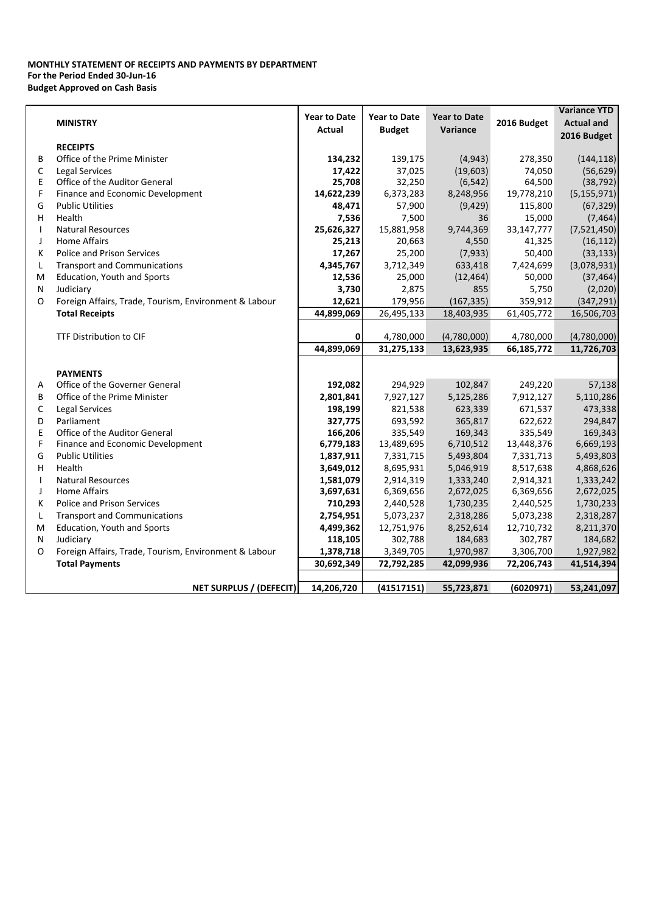**MONTHLY STATEMENT OF RECEIPTS AND PAYMENTS BY DEPARTMENT**
**For the Period Ended 30-Jun-16**
**Budget Approved on Cash Basis**

| | MINISTRY | Year to Date Actual | Year to Date Budget | Year to Date Variance | 2016 Budget | Variance YTD Actual and 2016 Budget |
|---|---|---|---|---|---|---|
| | **RECEIPTS** | | | | | |
| B | Office of the Prime Minister | **134,232** | 139,175 | (4,943) | 278,350 | (144,118) |
| C | Legal Services | **17,422** | 37,025 | (19,603) | 74,050 | (56,629) |
| E | Office of the Auditor General | **25,708** | 32,250 | (6,542) | 64,500 | (38,792) |
| F | Finance and Economic Development | **14,622,239** | 6,373,283 | 8,248,956 | 19,778,210 | (5,155,971) |
| G | Public Utilities | **48,471** | 57,900 | (9,429) | 115,800 | (67,329) |
| H | Health | **7,536** | 7,500 | 36 | 15,000 | (7,464) |
| I | Natural Resources | **25,626,327** | 15,881,958 | 9,744,369 | 33,147,777 | (7,521,450) |
| J | Home Affairs | **25,213** | 20,663 | 4,550 | 41,325 | (16,112) |
| K | Police and Prison Services | **17,267** | 25,200 | (7,933) | 50,400 | (33,133) |
| L | Transport and Communications | **4,345,767** | 3,712,349 | 633,418 | 7,424,699 | (3,078,931) |
| M | Education, Youth and Sports | **12,536** | 25,000 | (12,464) | 50,000 | (37,464) |
| N | Judiciary | **3,730** | 2,875 | 855 | 5,750 | (2,020) |
| O | Foreign Affairs, Trade, Tourism, Environment & Labour | **12,621** | 179,956 | (167,335) | 359,912 | (347,291) |
| | **Total Receipts** | **44,899,069** | 26,495,133 | 18,403,935 | 61,405,772 | 16,506,703 |
| | TTF Distribution to CIF | **0** | 4,780,000 | (4,780,000) | 4,780,000 | (4,780,000) |
| | | **44,899,069** | **31,275,133** | **13,623,935** | **66,185,772** | **11,726,703** |
| | **PAYMENTS** | | | | | |
| A | Office of the Governer General | **192,082** | 294,929 | 102,847 | 249,220 | 57,138 |
| B | Office of the Prime Minister | **2,801,841** | 7,927,127 | 5,125,286 | 7,912,127 | 5,110,286 |
| C | Legal Services | **198,199** | 821,538 | 623,339 | 671,537 | 473,338 |
| D | Parliament | **327,775** | 693,592 | 365,817 | 622,622 | 294,847 |
| E | Office of the Auditor General | **166,206** | 335,549 | 169,343 | 335,549 | 169,343 |
| F | Finance and Economic Development | **6,779,183** | 13,489,695 | 6,710,512 | 13,448,376 | 6,669,193 |
| G | Public Utilities | **1,837,911** | 7,331,715 | 5,493,804 | 7,331,713 | 5,493,803 |
| H | Health | **3,649,012** | 8,695,931 | 5,046,919 | 8,517,638 | 4,868,626 |
| I | Natural Resources | **1,581,079** | 2,914,319 | 1,333,240 | 2,914,321 | 1,333,242 |
| J | Home Affairs | **3,697,631** | 6,369,656 | 2,672,025 | 6,369,656 | 2,672,025 |
| K | Police and Prison Services | **710,293** | 2,440,528 | 1,730,235 | 2,440,525 | 1,730,233 |
| L | Transport and Communications | **2,754,951** | 5,073,237 | 2,318,286 | 5,073,238 | 2,318,287 |
| M | Education, Youth and Sports | **4,499,362** | 12,751,976 | 8,252,614 | 12,710,732 | 8,211,370 |
| N | Judiciary | **118,105** | 302,788 | 184,683 | 302,787 | 184,682 |
| O | Foreign Affairs, Trade, Tourism, Environment & Labour | **1,378,718** | 3,349,705 | 1,970,987 | 3,306,700 | 1,927,982 |
| | **Total Payments** | **30,692,349** | **72,792,285** | **42,099,936** | **72,206,743** | **41,514,394** |
| | **NET SURPLUS / (DEFECIT)** | **14,206,720** | **(41517151)** | **55,723,871** | **(6020971)** | **53,241,097** |